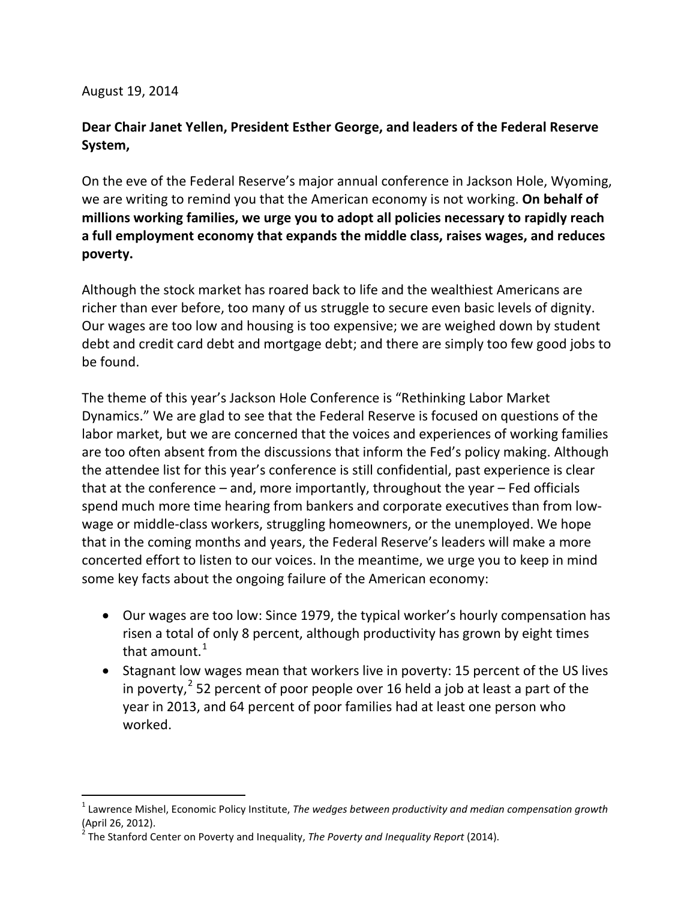August 19, 2014

**Dear Chair Janet Yellen, President Esther George, and leaders of the Federal Reserve System,**

On the eve of the Federal Reserve's major annual conference in Jackson Hole, Wyoming, we are writing to remind you that the American economy is not working. **On behalf of millions working families, we urge you to adopt all policies necessary to rapidly reach a full employment economy that expands the middle class, raises wages, and reduces poverty.**

Although the stock market has roared back to life and the wealthiest Americans are richer than ever before, too many of us struggle to secure even basic levels of dignity. Our wages are too low and housing is too expensive; we are weighed down by student debt and credit card debt and mortgage debt; and there are simply too few good jobs to be found.

The theme of this year's Jackson Hole Conference is "Rethinking Labor Market Dynamics." We are glad to see that the Federal Reserve is focused on questions of the labor market, but we are concerned that the voices and experiences of working families are too often absent from the discussions that inform the Fed's policy making. Although the attendee list for this year's conference is still confidential, past experience is clear that at the conference – and, more importantly, throughout the year – Fed officials spend much more time hearing from bankers and corporate executives than from low-wage or middle-class workers, struggling homeowners, or the unemployed. We hope that in the coming months and years, the Federal Reserve's leaders will make a more concerted effort to listen to our voices. In the meantime, we urge you to keep in mind some key facts about the ongoing failure of the American economy:

- Our wages are too low: Since 1979, the typical worker's hourly compensation has risen a total of only 8 percent, although productivity has grown by eight times that amount.[1]
- Stagnant low wages mean that workers live in poverty: 15 percent of the US lives in poverty,[2] 52 percent of poor people over 16 held a job at least a part of the year in 2013, and 64 percent of poor families had at least one person who worked.

---

[1] Lawrence Mishel, Economic Policy Institute, *The wedges between productivity and median compensation growth* (April 26, 2012).

[2] The Stanford Center on Poverty and Inequality, *The Poverty and Inequality Report* (2014).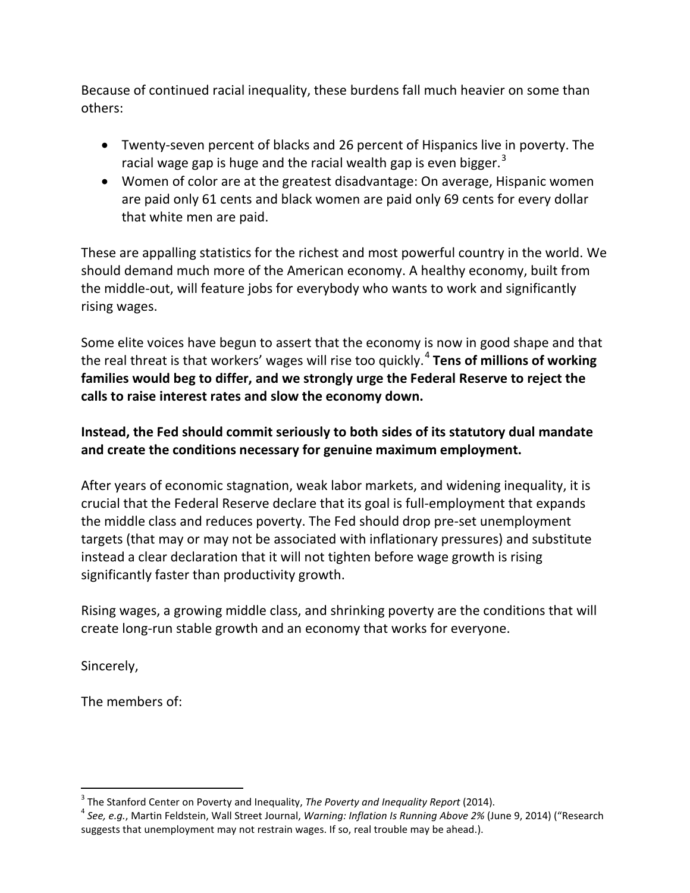Because of continued racial inequality, these burdens fall much heavier on some than others:

- Twenty-seven percent of blacks and 26 percent of Hispanics live in poverty. The racial wage gap is huge and the racial wealth gap is even bigger.[3]
- Women of color are at the greatest disadvantage: On average, Hispanic women are paid only 61 cents and black women are paid only 69 cents for every dollar that white men are paid.

These are appalling statistics for the richest and most powerful country in the world. We should demand much more of the American economy. A healthy economy, built from the middle-out, will feature jobs for everybody who wants to work and significantly rising wages.

Some elite voices have begun to assert that the economy is now in good shape and that the real threat is that workers' wages will rise too quickly.[4] **Tens of millions of working families would beg to differ, and we strongly urge the Federal Reserve to reject the calls to raise interest rates and slow the economy down.**

**Instead, the Fed should commit seriously to both sides of its statutory dual mandate and create the conditions necessary for genuine maximum employment.**

After years of economic stagnation, weak labor markets, and widening inequality, it is crucial that the Federal Reserve declare that its goal is full-employment that expands the middle class and reduces poverty. The Fed should drop pre-set unemployment targets (that may or may not be associated with inflationary pressures) and substitute instead a clear declaration that it will not tighten before wage growth is rising significantly faster than productivity growth.

Rising wages, a growing middle class, and shrinking poverty are the conditions that will create long-run stable growth and an economy that works for everyone.

Sincerely,

The members of:

---

[3] The Stanford Center on Poverty and Inequality, *The Poverty and Inequality Report* (2014).

[4] *See, e.g.*, Martin Feldstein, Wall Street Journal, *Warning: Inflation Is Running Above 2%* (June 9, 2014) ("Research suggests that unemployment may not restrain wages. If so, real trouble may be ahead.).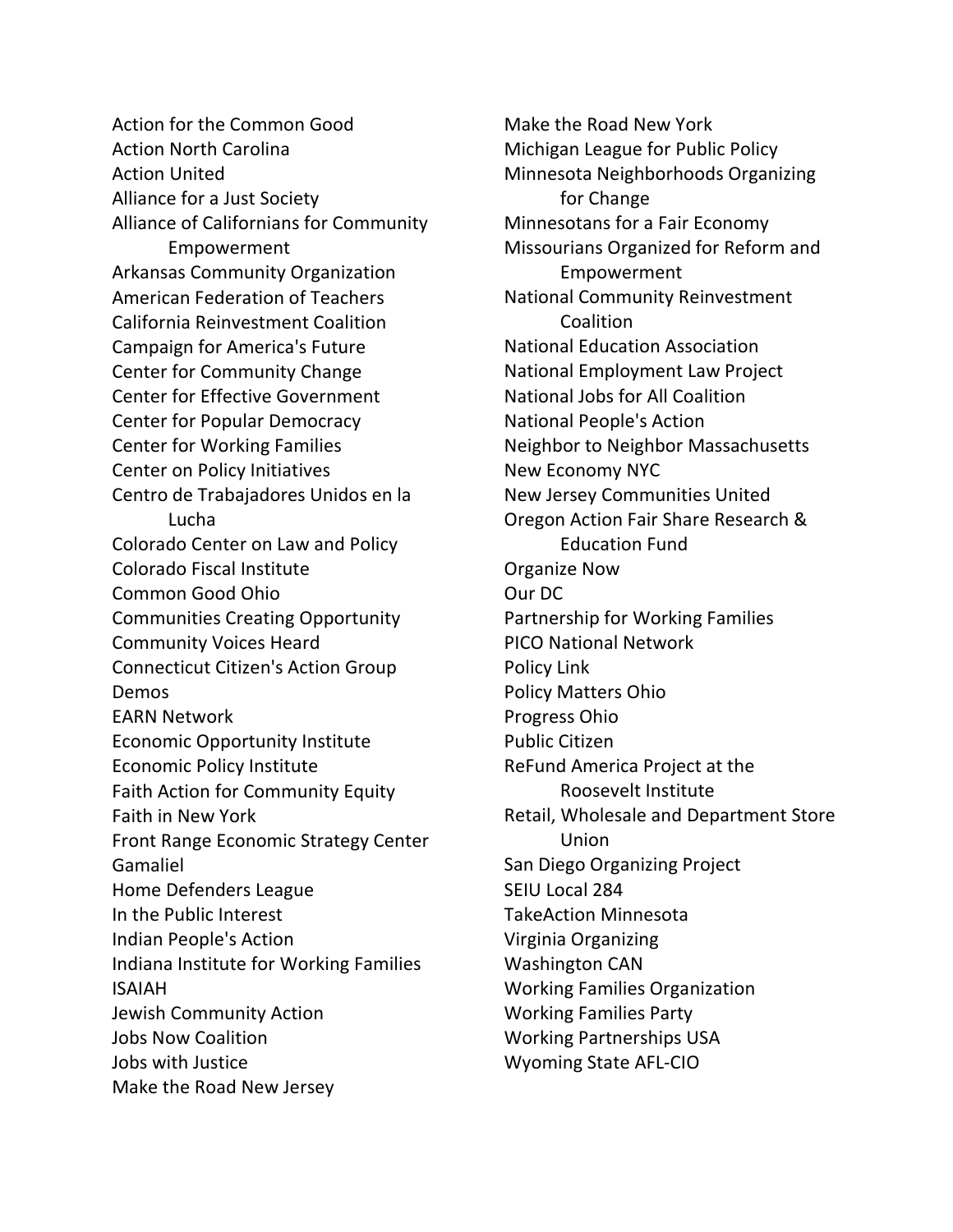Action for the Common Good
Action North Carolina
Action United
Alliance for a Just Society
Alliance of Californians for Community Empowerment
Arkansas Community Organization
American Federation of Teachers
California Reinvestment Coalition
Campaign for America's Future
Center for Community Change
Center for Effective Government
Center for Popular Democracy
Center for Working Families
Center on Policy Initiatives
Centro de Trabajadores Unidos en la Lucha
Colorado Center on Law and Policy
Colorado Fiscal Institute
Common Good Ohio
Communities Creating Opportunity
Community Voices Heard
Connecticut Citizen's Action Group
Demos
EARN Network
Economic Opportunity Institute
Economic Policy Institute
Faith Action for Community Equity
Faith in New York
Front Range Economic Strategy Center
Gamaliel
Home Defenders League
In the Public Interest
Indian People's Action
Indiana Institute for Working Families
ISAIAH
Jewish Community Action
Jobs Now Coalition
Jobs with Justice
Make the Road New Jersey
Make the Road New York
Michigan League for Public Policy
Minnesota Neighborhoods Organizing for Change
Minnesotans for a Fair Economy
Missourians Organized for Reform and Empowerment
National Community Reinvestment Coalition
National Education Association
National Employment Law Project
National Jobs for All Coalition
National People's Action
Neighbor to Neighbor Massachusetts
New Economy NYC
New Jersey Communities United
Oregon Action Fair Share Research & Education Fund
Organize Now
Our DC
Partnership for Working Families
PICO National Network
Policy Link
Policy Matters Ohio
Progress Ohio
Public Citizen
ReFund America Project at the Roosevelt Institute
Retail, Wholesale and Department Store Union
San Diego Organizing Project
SEIU Local 284
TakeAction Minnesota
Virginia Organizing
Washington CAN
Working Families Organization
Working Families Party
Working Partnerships USA
Wyoming State AFL-CIO